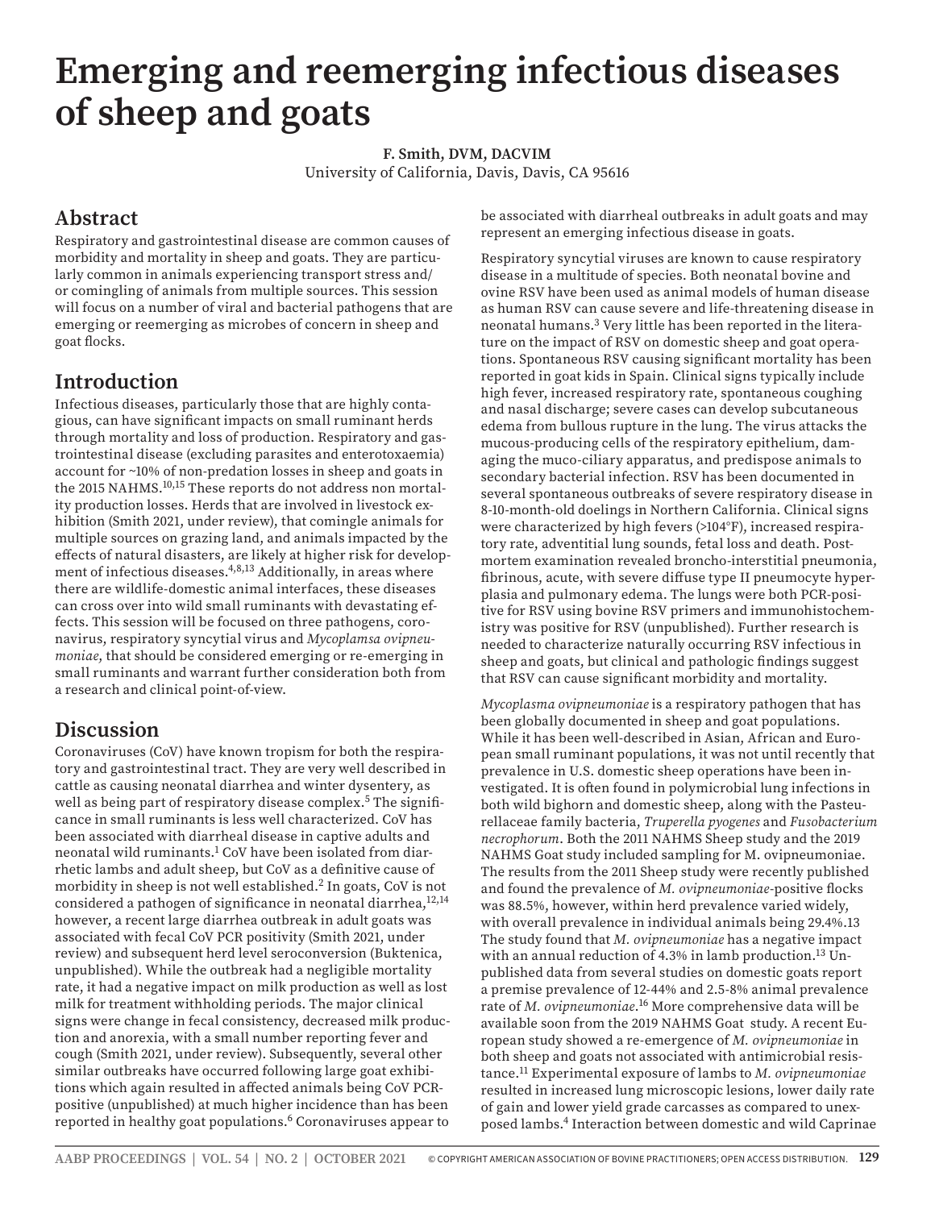# Emerging and reemerging infectious diseases of sheep and goats

**F. Smith, DVM, DACVIM**
University of California, Davis, Davis, CA 95616

## Abstract

Respiratory and gastrointestinal disease are common causes of morbidity and mortality in sheep and goats. They are particularly common in animals experiencing transport stress and/or comingling of animals from multiple sources. This session will focus on a number of viral and bacterial pathogens that are emerging or reemerging as microbes of concern in sheep and goat flocks.

## Introduction

Infectious diseases, particularly those that are highly contagious, can have significant impacts on small ruminant herds through mortality and loss of production. Respiratory and gastrointestinal disease (excluding parasites and enterotoxaemia) account for ~10% of non-predation losses in sheep and goats in the 2015 NAHMS.[10,15] These reports do not address non mortality production losses. Herds that are involved in livestock exhibition (Smith 2021, under review), that comingle animals for multiple sources on grazing land, and animals impacted by the effects of natural disasters, are likely at higher risk for development of infectious diseases.[4,8,13] Additionally, in areas where there are wildlife-domestic animal interfaces, these diseases can cross over into wild small ruminants with devastating effects. This session will be focused on three pathogens, coronavirus, respiratory syncytial virus and *Mycoplamsa ovipneumoniae*, that should be considered emerging or re-emerging in small ruminants and warrant further consideration both from a research and clinical point-of-view.

## Discussion

Coronaviruses (CoV) have known tropism for both the respiratory and gastrointestinal tract. They are very well described in cattle as causing neonatal diarrhea and winter dysentery, as well as being part of respiratory disease complex.[5] The significance in small ruminants is less well characterized. CoV has been associated with diarrheal disease in captive adults and neonatal wild ruminants.[1] CoV have been isolated from diarrhetic lambs and adult sheep, but CoV as a definitive cause of morbidity in sheep is not well established.[2] In goats, CoV is not considered a pathogen of significance in neonatal diarrhea,[12,14] however, a recent large diarrhea outbreak in adult goats was associated with fecal CoV PCR positivity (Smith 2021, under review) and subsequent herd level seroconversion (Buktenica, unpublished). While the outbreak had a negligible mortality rate, it had a negative impact on milk production as well as lost milk for treatment withholding periods. The major clinical signs were change in fecal consistency, decreased milk production and anorexia, with a small number reporting fever and cough (Smith 2021, under review). Subsequently, several other similar outbreaks have occurred following large goat exhibitions which again resulted in affected animals being CoV PCR-positive (unpublished) at much higher incidence than has been reported in healthy goat populations.[6] Coronaviruses appear to be associated with diarrheal outbreaks in adult goats and may represent an emerging infectious disease in goats.

Respiratory syncytial viruses are known to cause respiratory disease in a multitude of species. Both neonatal bovine and ovine RSV have been used as animal models of human disease as human RSV can cause severe and life-threatening disease in neonatal humans.[3] Very little has been reported in the literature on the impact of RSV on domestic sheep and goat operations. Spontaneous RSV causing significant mortality has been reported in goat kids in Spain. Clinical signs typically include high fever, increased respiratory rate, spontaneous coughing and nasal discharge; severe cases can develop subcutaneous edema from bullous rupture in the lung. The virus attacks the mucous-producing cells of the respiratory epithelium, damaging the muco-ciliary apparatus, and predispose animals to secondary bacterial infection. RSV has been documented in several spontaneous outbreaks of severe respiratory disease in 8-10-month-old doelings in Northern California. Clinical signs were characterized by high fevers (>104°F), increased respiratory rate, adventitial lung sounds, fetal loss and death. Postmortem examination revealed broncho-interstitial pneumonia, fibrinous, acute, with severe diffuse type II pneumocyte hyperplasia and pulmonary edema. The lungs were both PCR-positive for RSV using bovine RSV primers and immunohistochemistry was positive for RSV (unpublished). Further research is needed to characterize naturally occurring RSV infectious in sheep and goats, but clinical and pathologic findings suggest that RSV can cause significant morbidity and mortality.

*Mycoplasma ovipneumoniae* is a respiratory pathogen that has been globally documented in sheep and goat populations. While it has been well-described in Asian, African and European small ruminant populations, it was not until recently that prevalence in U.S. domestic sheep operations have been investigated. It is often found in polymicrobial lung infections in both wild bighorn and domestic sheep, along with the Pasteurellaceae family bacteria, *Truperella pyogenes* and *Fusobacterium necrophorum*. Both the 2011 NAHMS Sheep study and the 2019 NAHMS Goat study included sampling for M. ovipneumoniae. The results from the 2011 Sheep study were recently published and found the prevalence of *M. ovipneumoniae*-positive flocks was 88.5%, however, within herd prevalence varied widely, with overall prevalence in individual animals being 29.4%.13 The study found that *M. ovipneumoniae* has a negative impact with an annual reduction of 4.3% in lamb production.[13] Unpublished data from several studies on domestic goats report a premise prevalence of 12-44% and 2.5-8% animal prevalence rate of *M. ovipneumoniae*.[16] More comprehensive data will be available soon from the 2019 NAHMS Goat study. A recent European study showed a re-emergence of *M. ovipneumoniae* in both sheep and goats not associated with antimicrobial resistance.[11] Experimental exposure of lambs to *M. ovipneumoniae* resulted in increased lung microscopic lesions, lower daily rate of gain and lower yield grade carcasses as compared to unexposed lambs.[4] Interaction between domestic and wild Caprinae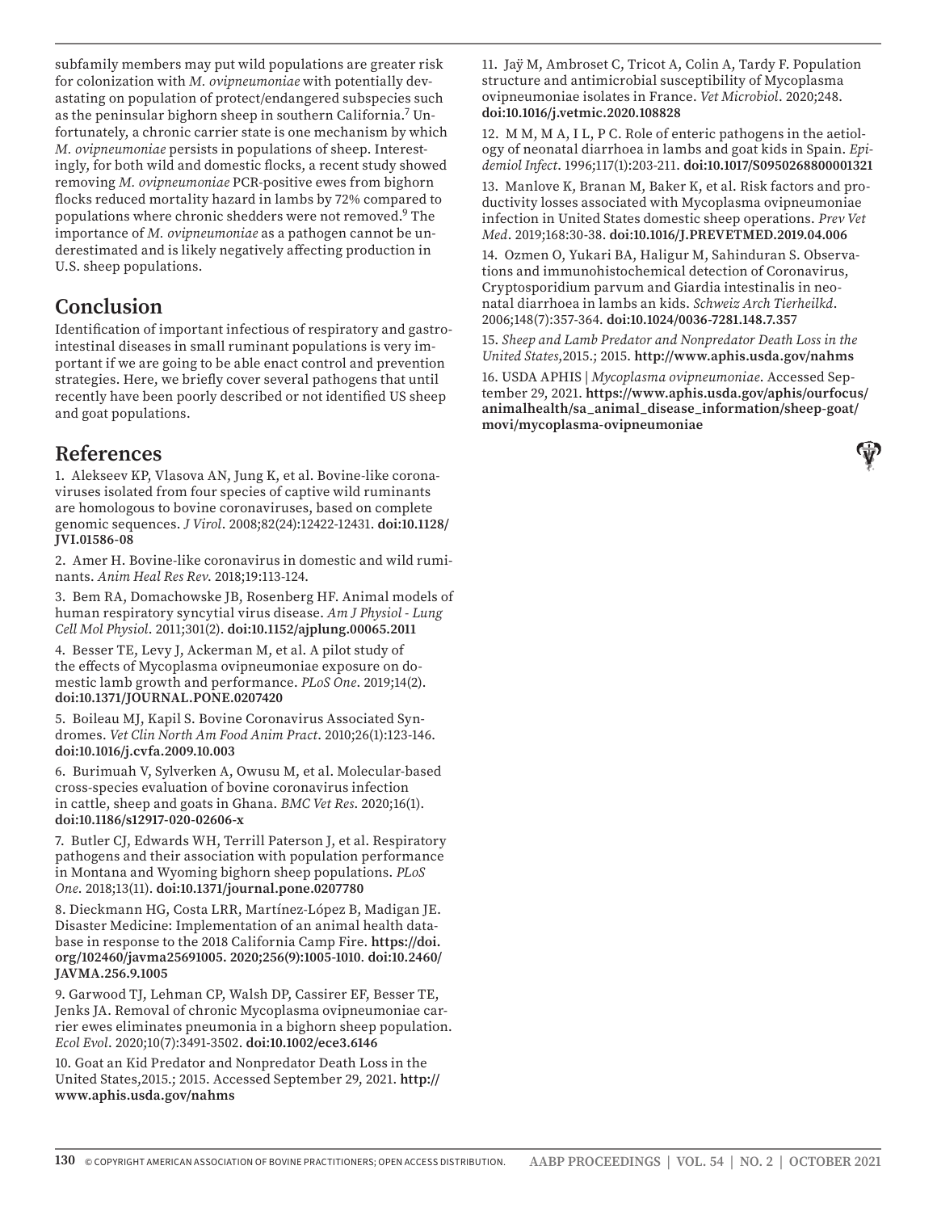subfamily members may put wild populations are greater risk for colonization with *M. ovipneumoniae* with potentially devastating on population of protect/endangered subspecies such as the peninsular bighorn sheep in southern California.[7] Unfortunately, a chronic carrier state is one mechanism by which *M. ovipneumoniae* persists in populations of sheep. Interestingly, for both wild and domestic flocks, a recent study showed removing *M. ovipneumoniae* PCR-positive ewes from bighorn flocks reduced mortality hazard in lambs by 72% compared to populations where chronic shedders were not removed.[9] The importance of *M. ovipneumoniae* as a pathogen cannot be underestimated and is likely negatively affecting production in U.S. sheep populations.

## Conclusion

Identification of important infectious of respiratory and gastrointestinal diseases in small ruminant populations is very important if we are going to be able enact control and prevention strategies. Here, we briefly cover several pathogens that until recently have been poorly described or not identified US sheep and goat populations.

## References

1. Alekseev KP, Vlasova AN, Jung K, et al. Bovine-like coronaviruses isolated from four species of captive wild ruminants are homologous to bovine coronaviruses, based on complete genomic sequences. *J Virol*. 2008;82(24):12422-12431. **doi:10.1128/JVI.01586-08**

2. Amer H. Bovine-like coronavirus in domestic and wild ruminants. *Anim Heal Res Rev*. 2018;19:113-124.

3. Bem RA, Domachowske JB, Rosenberg HF. Animal models of human respiratory syncytial virus disease. *Am J Physiol - Lung Cell Mol Physiol*. 2011;301(2). **doi:10.1152/ajplung.00065.2011**

4. Besser TE, Levy J, Ackerman M, et al. A pilot study of the effects of Mycoplasma ovipneumoniae exposure on domestic lamb growth and performance. *PLoS One*. 2019;14(2). **doi:10.1371/JOURNAL.PONE.0207420**

5. Boileau MJ, Kapil S. Bovine Coronavirus Associated Syndromes. *Vet Clin North Am Food Anim Pract*. 2010;26(1):123-146. **doi:10.1016/j.cvfa.2009.10.003**

6. Burimuah V, Sylverken A, Owusu M, et al. Molecular-based cross-species evaluation of bovine coronavirus infection in cattle, sheep and goats in Ghana. *BMC Vet Res*. 2020;16(1). **doi:10.1186/s12917-020-02606-x**

7. Butler CJ, Edwards WH, Terrill Paterson J, et al. Respiratory pathogens and their association with population performance in Montana and Wyoming bighorn sheep populations. *PLoS One*. 2018;13(11). **doi:10.1371/journal.pone.0207780**

8. Dieckmann HG, Costa LRR, Martínez-López B, Madigan JE. Disaster Medicine: Implementation of an animal health database in response to the 2018 California Camp Fire. **https://doi.org/102460/javma25691005. 2020;256(9):1005-1010. doi:10.2460/JAVMA.256.9.1005**

9. Garwood TJ, Lehman CP, Walsh DP, Cassirer EF, Besser TE, Jenks JA. Removal of chronic Mycoplasma ovipneumoniae carrier ewes eliminates pneumonia in a bighorn sheep population. *Ecol Evol*. 2020;10(7):3491-3502. **doi:10.1002/ece3.6146**

10. Goat an Kid Predator and Nonpredator Death Loss in the United States,2015.; 2015. Accessed September 29, 2021. **http://www.aphis.usda.gov/nahms**

11. Jaÿ M, Ambroset C, Tricot A, Colin A, Tardy F. Population structure and antimicrobial susceptibility of Mycoplasma ovipneumoniae isolates in France. *Vet Microbiol*. 2020;248. **doi:10.1016/j.vetmic.2020.108828**

12. M M, M A, I L, P C. Role of enteric pathogens in the aetiology of neonatal diarrhoea in lambs and goat kids in Spain. *Epidemiol Infect*. 1996;117(1):203-211. **doi:10.1017/S0950268800001321**

13. Manlove K, Branan M, Baker K, et al. Risk factors and productivity losses associated with Mycoplasma ovipneumoniae infection in United States domestic sheep operations. *Prev Vet Med*. 2019;168:30-38. **doi:10.1016/J.PREVETMED.2019.04.006**

14. Ozmen O, Yukari BA, Haligur M, Sahinduran S. Observations and immunohistochemical detection of Coronavirus, Cryptosporidium parvum and Giardia intestinalis in neonatal diarrhoea in lambs an kids. *Schweiz Arch Tierheilkd*. 2006;148(7):357-364. **doi:10.1024/0036-7281.148.7.357**

15. *Sheep and Lamb Predator and Nonpredator Death Loss in the United States*,2015.; 2015. **http://www.aphis.usda.gov/nahms**

16. USDA APHIS | *Mycoplasma ovipneumoniae*. Accessed September 29, 2021. **https://www.aphis.usda.gov/aphis/ourfocus/animalhealth/sa_animal_disease_information/sheep-goat/movi/mycoplasma-ovipneumoniae**